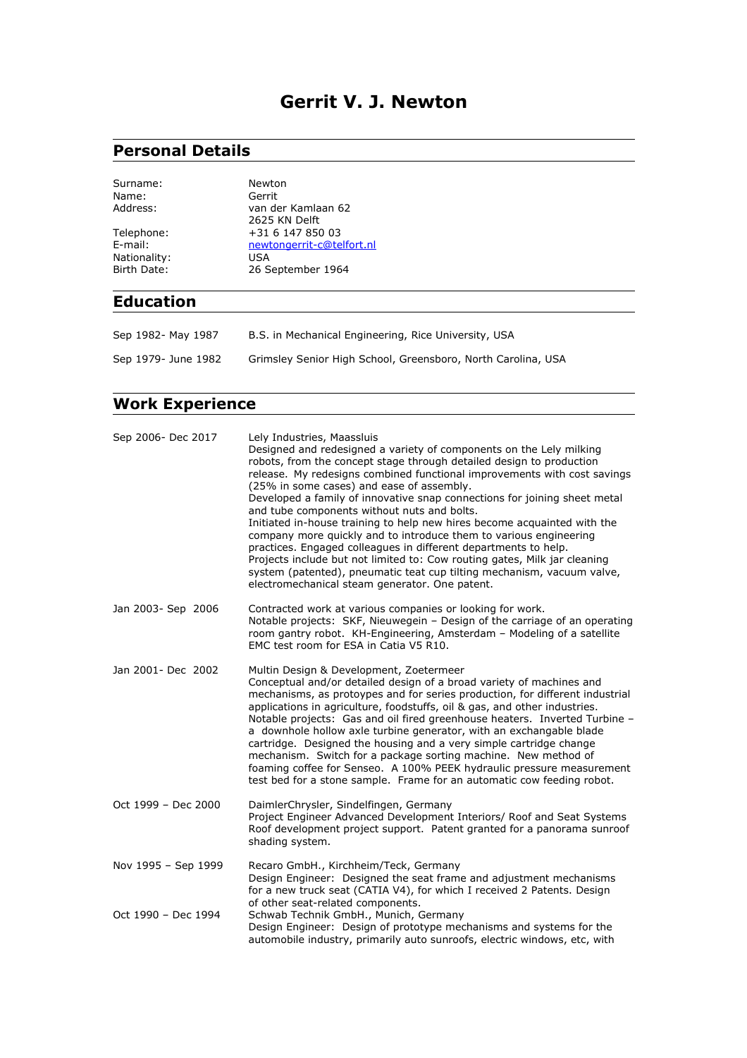# Gerrit V. J. Newton

## Personal Details

| | |
|---|---|
| Surname: | Newton |
| Name: | Gerrit |
| Address: | van der Kamlaan 62<br>2625 KN Delft |
| Telephone: | +31 6 147 850 03 |
| E-mail: | newtongerrit-c@telfort.nl |
| Nationality: | USA |
| Birth Date: | 26 September 1964 |

## Education

| | |
|---|---|
| Sep 1982- May 1987 | B.S. in Mechanical Engineering, Rice University, USA |
| Sep 1979- June 1982 | Grimsley Senior High School, Greensboro, North Carolina, USA |

## Work Experience

**Sep 2006- Dec 2017**

Lely Industries, Maassluis
Designed and redesigned a variety of components on the Lely milking robots, from the concept stage through detailed design to production release. My redesigns combined functional improvements with cost savings (25% in some cases) and ease of assembly.
Developed a family of innovative snap connections for joining sheet metal and tube components without nuts and bolts.
Initiated in-house training to help new hires become acquainted with the company more quickly and to introduce them to various engineering practices. Engaged colleagues in different departments to help.
Projects include but not limited to: Cow routing gates, Milk jar cleaning system (patented), pneumatic teat cup tilting mechanism, vacuum valve, electromechanical steam generator. One patent.

**Jan 2003- Sep 2006**

Contracted work at various companies or looking for work.
Notable projects: SKF, Nieuwegein – Design of the carriage of an operating room gantry robot. KH-Engineering, Amsterdam – Modeling of a satellite EMC test room for ESA in Catia V5 R10.

**Jan 2001- Dec 2002**

Multin Design & Development, Zoetermeer
Conceptual and/or detailed design of a broad variety of machines and mechanisms, as protoypes and for series production, for different industrial applications in agriculture, foodstuffs, oil & gas, and other industries.
Notable projects: Gas and oil fired greenhouse heaters. Inverted Turbine – a downhole hollow axle turbine generator, with an exchangable blade cartridge. Designed the housing and a very simple cartridge change mechanism. Switch for a package sorting machine. New method of foaming coffee for Senseo. A 100% PEEK hydraulic pressure measurement test bed for a stone sample. Frame for an automatic cow feeding robot.

**Oct 1999 – Dec 2000**

DaimlerChrysler, Sindelfingen, Germany
Project Engineer Advanced Development Interiors/ Roof and Seat Systems
Roof development project support. Patent granted for a panorama sunroof shading system.

**Nov 1995 – Sep 1999**

Recaro GmbH., Kirchheim/Teck, Germany
Design Engineer: Designed the seat frame and adjustment mechanisms for a new truck seat (CATIA V4), for which I received 2 Patents. Design of other seat-related components.

**Oct 1990 – Dec 1994**

Schwab Technik GmbH., Munich, Germany
Design Engineer: Design of prototype mechanisms and systems for the automobile industry, primarily auto sunroofs, electric windows, etc, with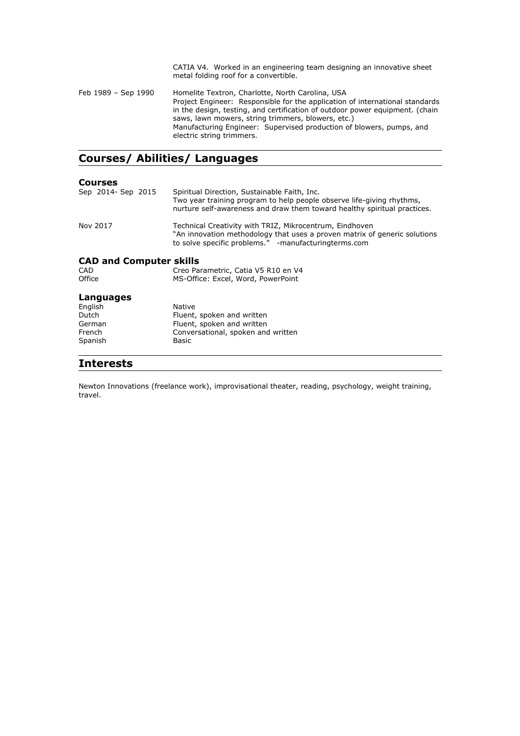CATIA V4. Worked in an engineering team designing an innovative sheet metal folding roof for a convertible.

| | |
|---|---|
| Feb 1989 – Sep 1990 | Homelite Textron, Charlotte, North Carolina, USA<br>Project Engineer: Responsible for the application of international standards in the design, testing, and certification of outdoor power equipment. (chain saws, lawn mowers, string trimmers, blowers, etc.)<br>Manufacturing Engineer: Supervised production of blowers, pumps, and electric string trimmers. |

## Courses/ Abilities/ Languages

### Courses

| | |
|---|---|
| Sep 2014- Sep 2015 | Spiritual Direction, Sustainable Faith, Inc.<br>Two year training program to help people observe life-giving rhythms, nurture self-awareness and draw them toward healthy spiritual practices. |
| Nov 2017 | Technical Creativity with TRIZ, Mikrocentrum, Eindhoven<br>"An innovation methodology that uses a proven matrix of generic solutions to solve specific problems." -manufacturingterms.com |

### CAD and Computer skills

| | |
|---|---|
| CAD | Creo Parametric, Catia V5 R10 en V4 |
| Office | MS-Office: Excel, Word, PowerPoint |

### Languages

| | |
|---|---|
| English | Native |
| Dutch | Fluent, spoken and written |
| German | Fluent, spoken and written |
| French | Conversational, spoken and written |
| Spanish | Basic |

## Interests

Newton Innovations (freelance work), improvisational theater, reading, psychology, weight training, travel.